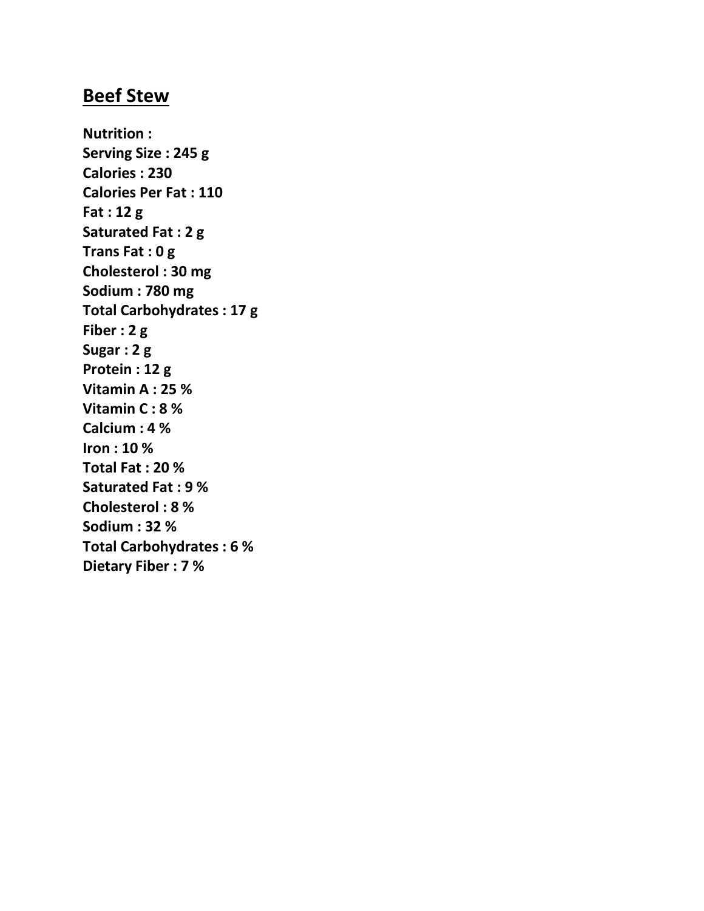# **Beef Stew**

**Nutrition :**
**Serving Size : 245 g**
**Calories : 230**
**Calories Per Fat : 110**
**Fat : 12 g**
**Saturated Fat : 2 g**
**Trans Fat : 0 g**
**Cholesterol : 30 mg**
**Sodium : 780 mg**
**Total Carbohydrates : 17 g**
**Fiber : 2 g**
**Sugar : 2 g**
**Protein : 12 g**
**Vitamin A : 25 %**
**Vitamin C : 8 %**
**Calcium : 4 %**
**Iron : 10 %**
**Total Fat : 20 %**
**Saturated Fat : 9 %**
**Cholesterol : 8 %**
**Sodium : 32 %**
**Total Carbohydrates : 6 %**
**Dietary Fiber : 7 %**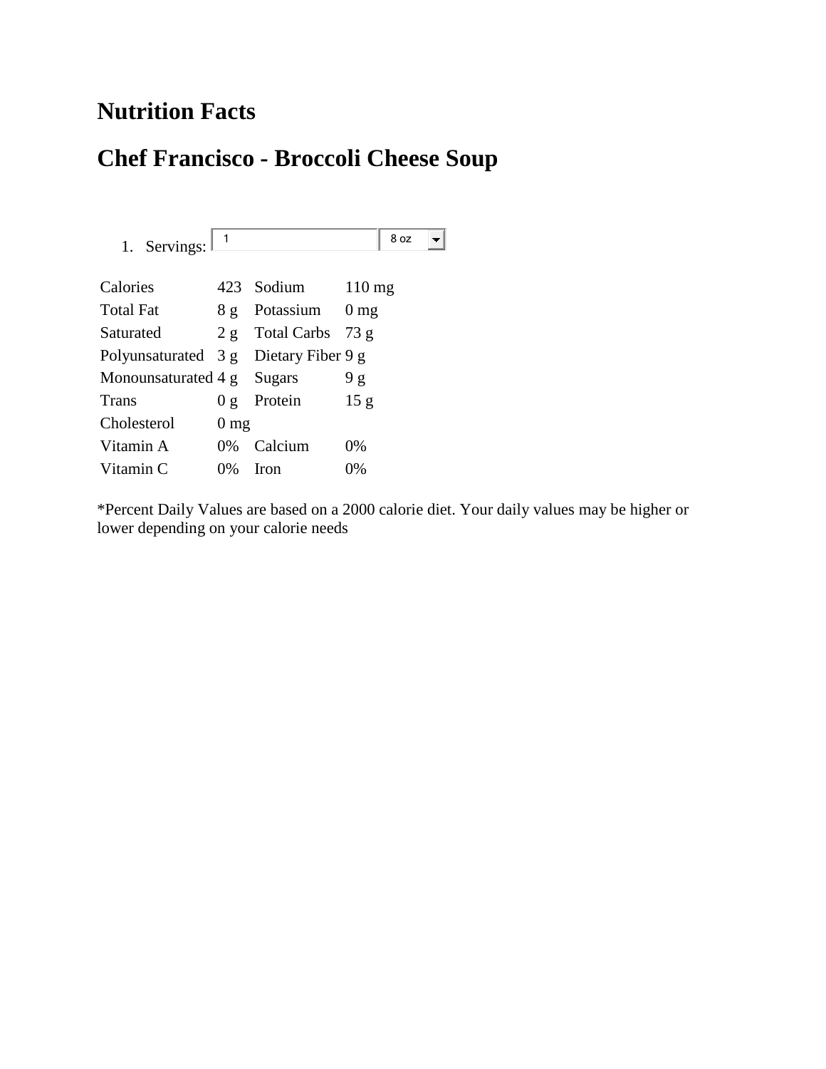# Nutrition Facts

# Chef Francisco - Broccoli Cheese Soup

1. Servings: 1 8 oz

| Calories | 423 | Sodium | 110 mg |
|---|---|---|---|
| Total Fat | 8 g | Potassium | 0 mg |
| Saturated | 2 g | Total Carbs | 73 g |
| Polyunsaturated | 3 g | Dietary Fiber | 9 g |
| Monounsaturated | 4 g | Sugars | 9 g |
| Trans | 0 g | Protein | 15 g |
| Cholesterol | 0 mg | | |
| Vitamin A | 0% | Calcium | 0% |
| Vitamin C | 0% | Iron | 0% |

*Percent Daily Values are based on a 2000 calorie diet. Your daily values may be higher or lower depending on your calorie needs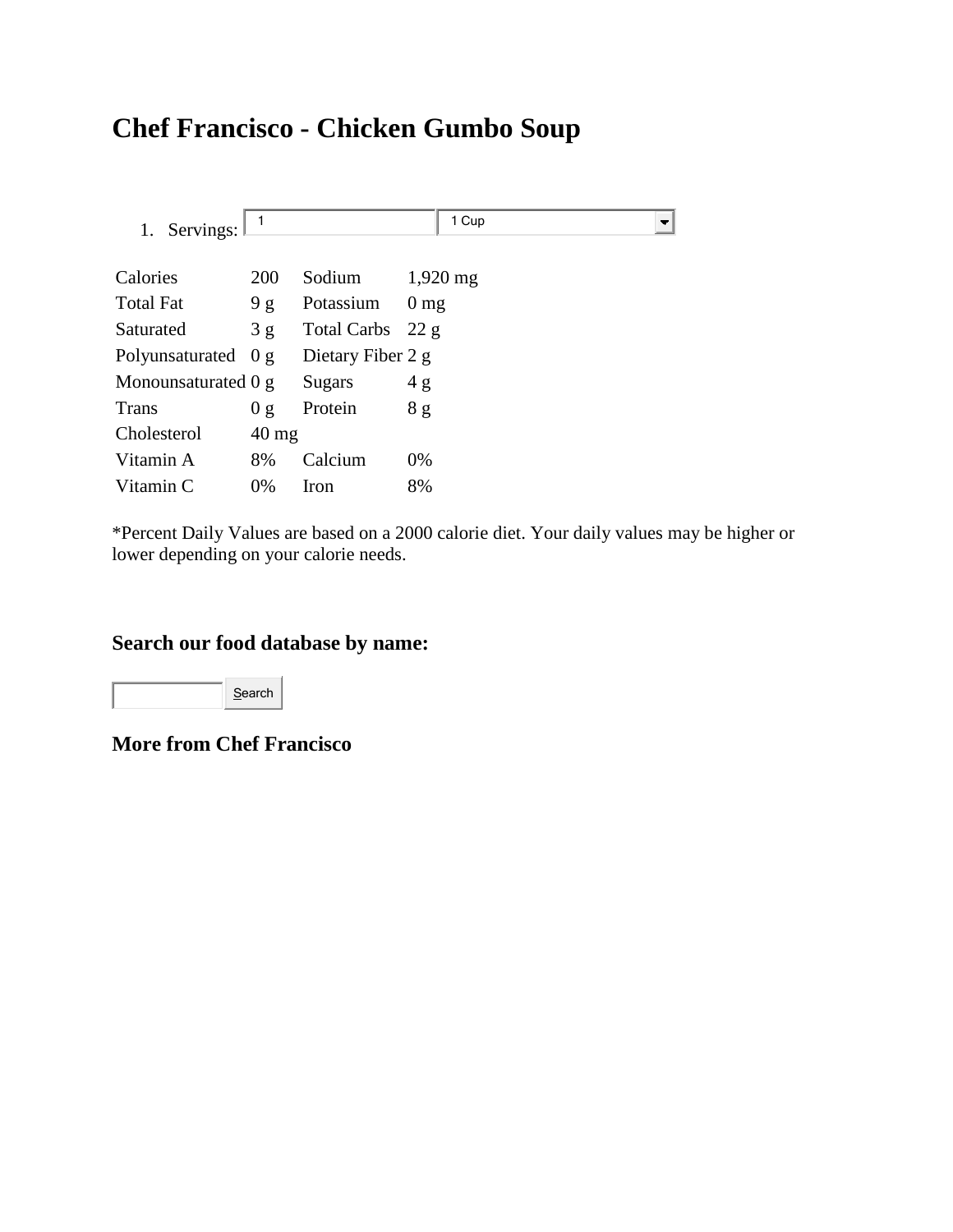# Chef Francisco - Chicken Gumbo Soup

1. Servings: 1 | 1 Cup

| Calories | 200 | Sodium | 1,920 mg |
|---|---|---|---|
| Total Fat | 9 g | Potassium | 0 mg |
| Saturated | 3 g | Total Carbs | 22 g |
| Polyunsaturated | 0 g | Dietary Fiber | 2 g |
| Monounsaturated | 0 g | Sugars | 4 g |
| Trans | 0 g | Protein | 8 g |
| Cholesterol | 40 mg | | |
| Vitamin A | 8% | Calcium | 0% |
| Vitamin C | 0% | Iron | 8% |

*Percent Daily Values are based on a 2000 calorie diet. Your daily values may be higher or lower depending on your calorie needs.

### Search our food database by name:

Search

### More from Chef Francisco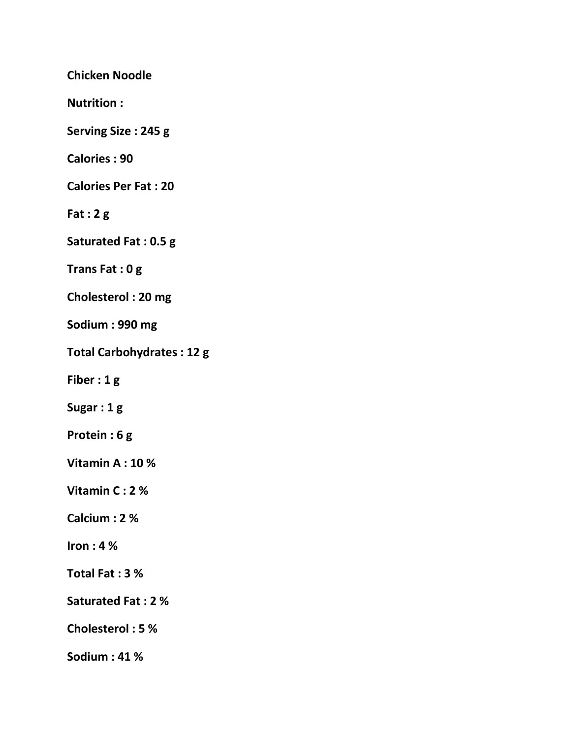**Chicken Noodle**

**Nutrition :**

**Serving Size : 245 g**

**Calories : 90**

**Calories Per Fat : 20**

**Fat : 2 g**

**Saturated Fat : 0.5 g**

**Trans Fat : 0 g**

**Cholesterol : 20 mg**

**Sodium : 990 mg**

**Total Carbohydrates : 12 g**

**Fiber : 1 g**

**Sugar : 1 g**

**Protein : 6 g**

**Vitamin A : 10 %**

**Vitamin C : 2 %**

**Calcium : 2 %**

**Iron : 4 %**

**Total Fat : 3 %**

**Saturated Fat : 2 %**

**Cholesterol : 5 %**

**Sodium : 41 %**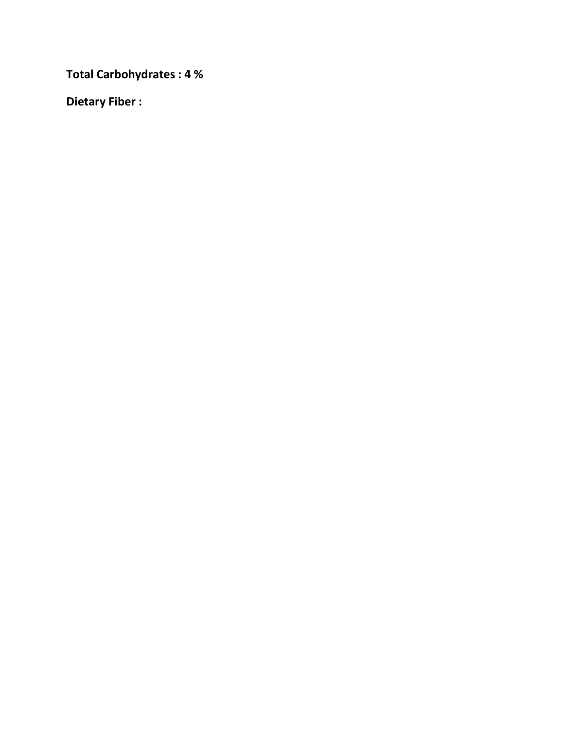**Total Carbohydrates : 4 %**

**Dietary Fiber :**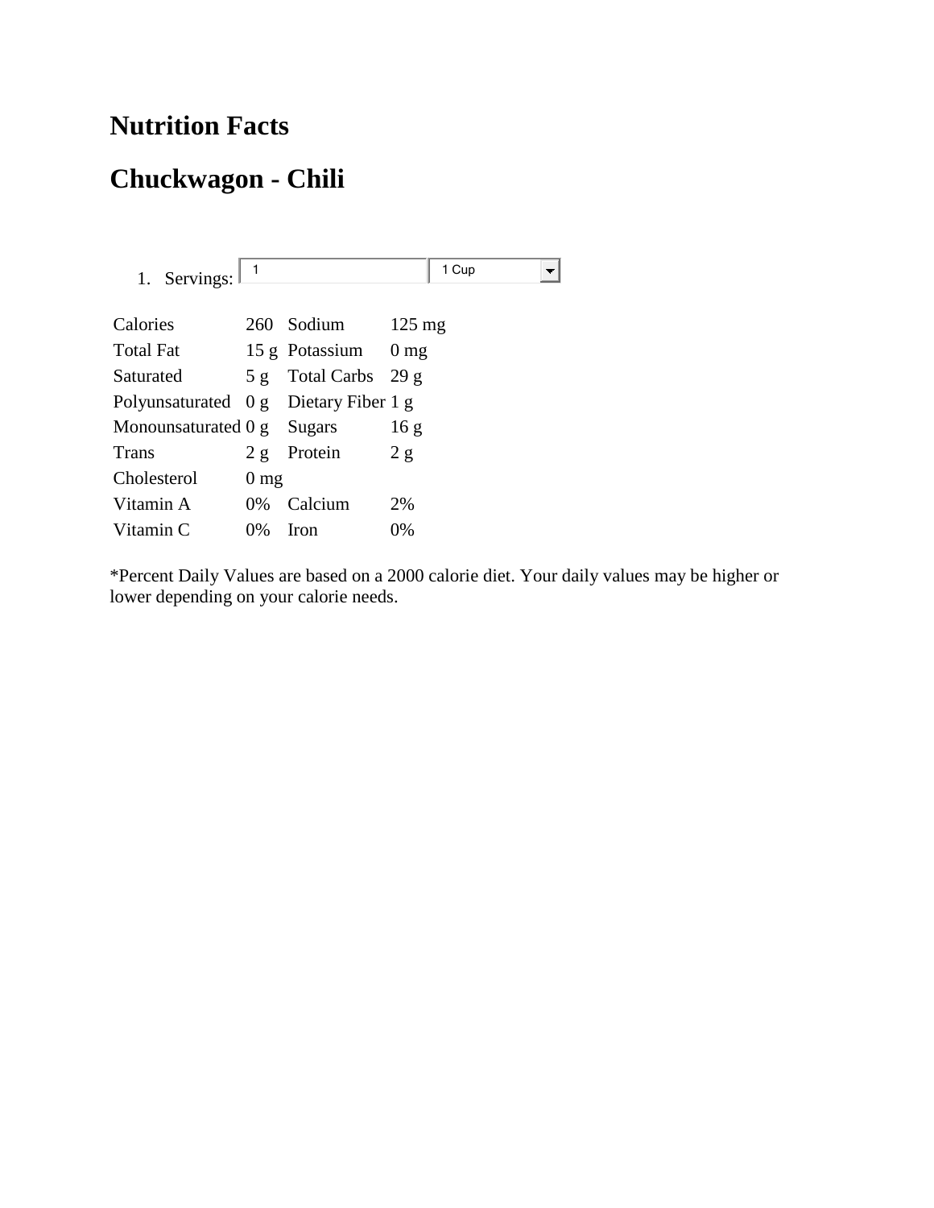# Nutrition Facts

# Chuckwagon - Chili

1. Servings: 1 | 1 Cup

| | | | |
|---|---|---|---|
| Calories | 260 | Sodium | 125 mg |
| Total Fat | 15 g | Potassium | 0 mg |
| Saturated | 5 g | Total Carbs | 29 g |
| Polyunsaturated | 0 g | Dietary Fiber | 1 g |
| Monounsaturated | 0 g | Sugars | 16 g |
| Trans | 2 g | Protein | 2 g |
| Cholesterol | 0 mg | | |
| Vitamin A | 0% | Calcium | 2% |
| Vitamin C | 0% | Iron | 0% |

*Percent Daily Values are based on a 2000 calorie diet. Your daily values may be higher or lower depending on your calorie needs.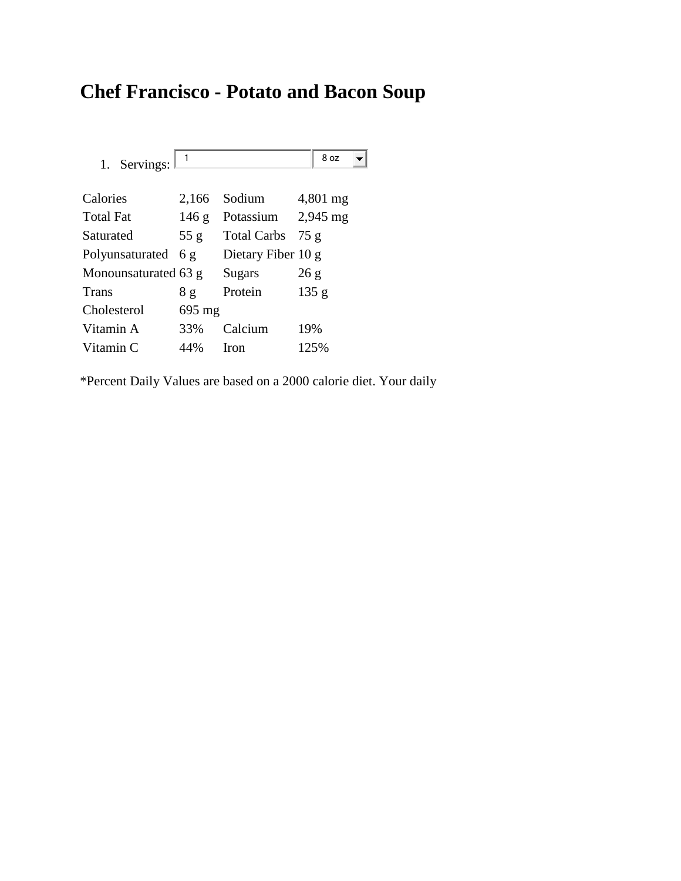# Chef Francisco - Potato and Bacon Soup

1. Servings: 1 8 oz

| Calories | 2,166 | Sodium | 4,801 mg |
|---|---|---|---|
| Total Fat | 146 g | Potassium | 2,945 mg |
| Saturated | 55 g | Total Carbs | 75 g |
| Polyunsaturated | 6 g | Dietary Fiber | 10 g |
| Monounsaturated | 63 g | Sugars | 26 g |
| Trans | 8 g | Protein | 135 g |
| Cholesterol | 695 mg | | |
| Vitamin A | 33% | Calcium | 19% |
| Vitamin C | 44% | Iron | 125% |

*Percent Daily Values are based on a 2000 calorie diet. Your daily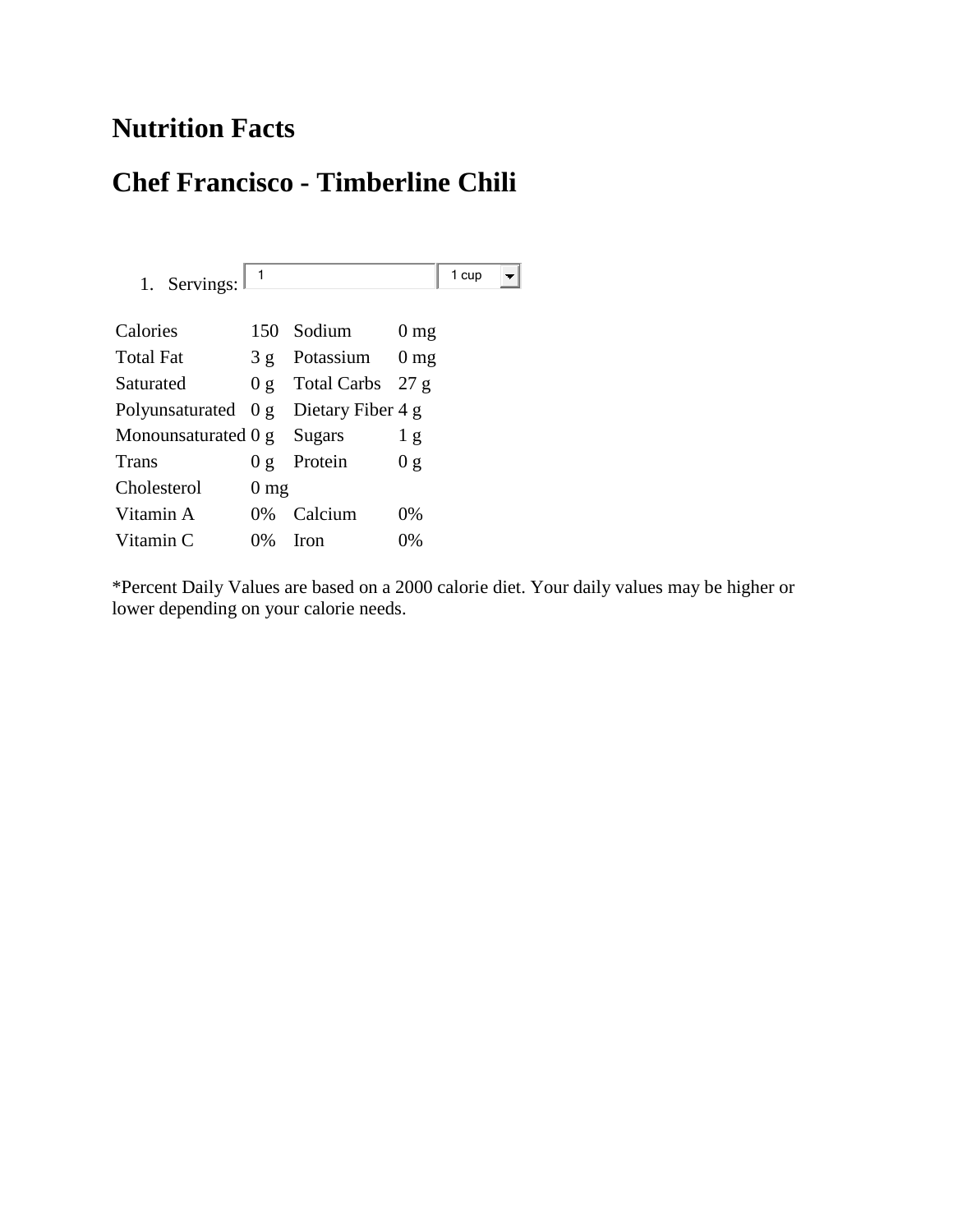# Nutrition Facts

# Chef Francisco - Timberline Chili

1. Servings: 1 | 1 cup

| Calories | 150 | Sodium | 0 mg |
|---|---|---|---|
| Total Fat | 3 g | Potassium | 0 mg |
| Saturated | 0 g | Total Carbs | 27 g |
| Polyunsaturated | 0 g | Dietary Fiber | 4 g |
| Monounsaturated | 0 g | Sugars | 1 g |
| Trans | 0 g | Protein | 0 g |
| Cholesterol | 0 mg | | |
| Vitamin A | 0% | Calcium | 0% |
| Vitamin C | 0% | Iron | 0% |

*Percent Daily Values are based on a 2000 calorie diet. Your daily values may be higher or lower depending on your calorie needs.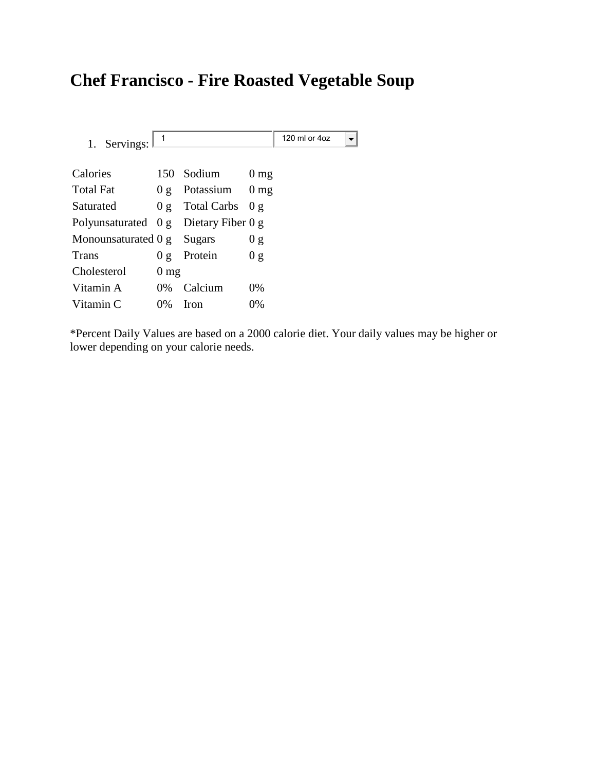# Chef Francisco - Fire Roasted Vegetable Soup

1. Servings: 1 | 120 ml or 4oz

| | | | |
|---|---|---|---|
| Calories | 150 | Sodium | 0 mg |
| Total Fat | 0 g | Potassium | 0 mg |
| Saturated | 0 g | Total Carbs | 0 g |
| Polyunsaturated | 0 g | Dietary Fiber | 0 g |
| Monounsaturated | 0 g | Sugars | 0 g |
| Trans | 0 g | Protein | 0 g |
| Cholesterol | 0 mg | | |
| Vitamin A | 0% | Calcium | 0% |
| Vitamin C | 0% | Iron | 0% |

*Percent Daily Values are based on a 2000 calorie diet. Your daily values may be higher or lower depending on your calorie needs.